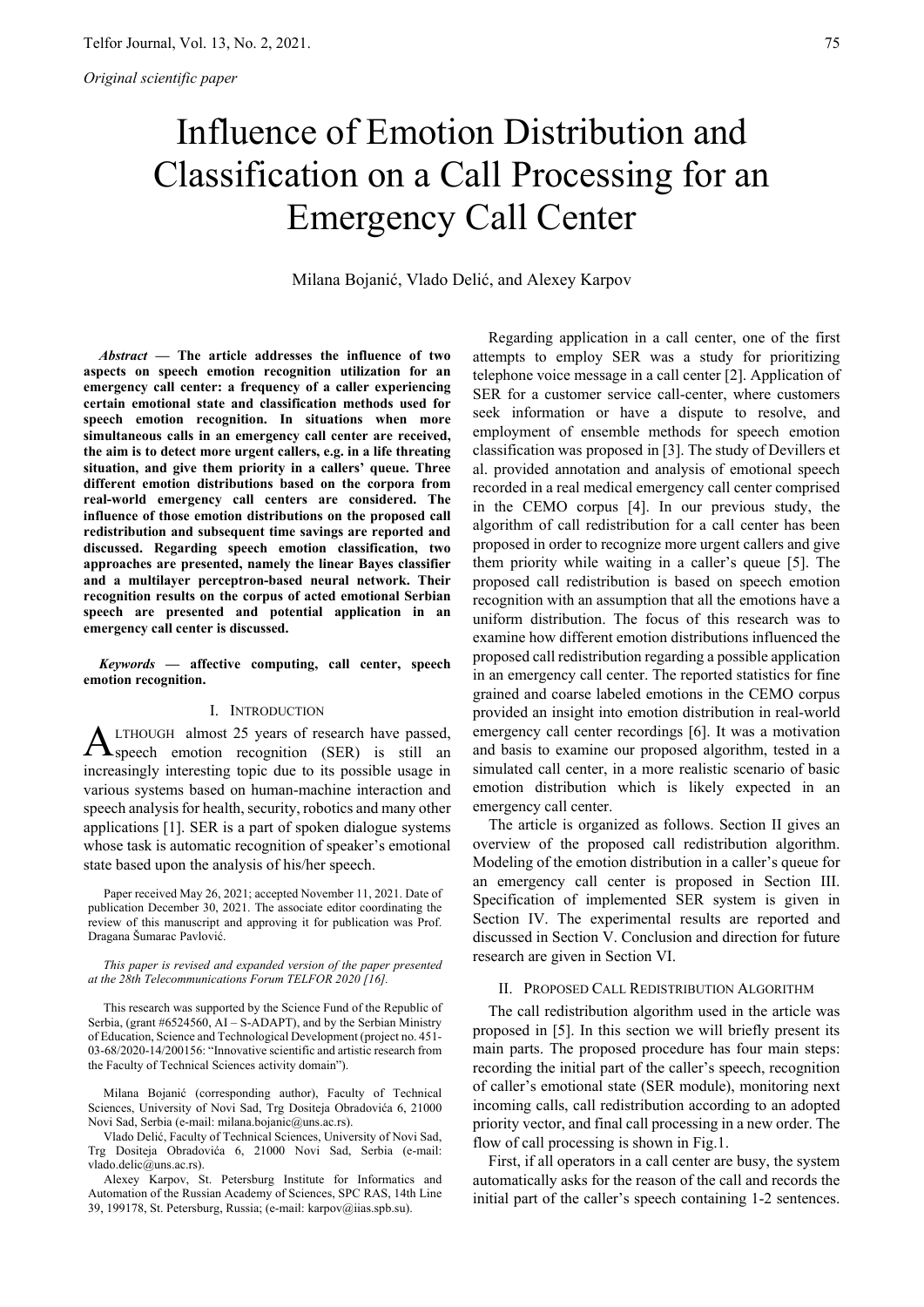*Original scientific paper*

# Influence of Emotion Distribution and Classification on a Call Processing for an Emergency Call Center

Milana Bojanić, Vlado Delić, and Alexey Karpov

***Abstract* — The article addresses the influence of two aspects on speech emotion recognition utilization for an emergency call center: a frequency of a caller experiencing certain emotional state and classification methods used for speech emotion recognition. In situations when more simultaneous calls in an emergency call center are received, the aim is to detect more urgent callers, e.g. in a life threating situation, and give them priority in a callers' queue. Three different emotion distributions based on the corpora from real-world emergency call centers are considered. The influence of those emotion distributions on the proposed call redistribution and subsequent time savings are reported and discussed. Regarding speech emotion classification, two approaches are presented, namely the linear Bayes classifier and a multilayer perceptron-based neural network. Their recognition results on the corpus of acted emotional Serbian speech are presented and potential application in an emergency call center is discussed.**

***Keywords* — affective computing, call center, speech emotion recognition.**

## I. Introduction

Although almost 25 years of research have passed, speech emotion recognition (SER) is still an increasingly interesting topic due to its possible usage in various systems based on human-machine interaction and speech analysis for health, security, robotics and many other applications [1]. SER is a part of spoken dialogue systems whose task is automatic recognition of speaker's emotional state based upon the analysis of his/her speech.

Paper received May 26, 2021; accepted November 11, 2021. Date of publication December 30, 2021. The associate editor coordinating the review of this manuscript and approving it for publication was Prof. Dragana Šumarac Pavlović.

*This paper is revised and expanded version of the paper presented at the 28th Telecommunications Forum TELFOR 2020 [16].*

This research was supported by the Science Fund of the Republic of Serbia, (grant #6524560, AI – S-ADAPT), and by the Serbian Ministry of Education, Science and Technological Development (project no. 451-03-68/2020-14/200156: "Innovative scientific and artistic research from the Faculty of Technical Sciences activity domain").

Milana Bojanić (corresponding author), Faculty of Technical Sciences, University of Novi Sad, Trg Dositeja Obradovića 6, 21000 Novi Sad, Serbia (e-mail: milana.bojanic@uns.ac.rs).

Vlado Delić, Faculty of Technical Sciences, University of Novi Sad, Trg Dositeja Obradovića 6, 21000 Novi Sad, Serbia (e-mail: vlado.delic@uns.ac.rs).

Alexey Karpov, St. Petersburg Institute for Informatics and Automation of the Russian Academy of Sciences, SPC RAS, 14th Line 39, 199178, St. Petersburg, Russia; (e-mail: karpov@iias.spb.su).

Regarding application in a call center, one of the first attempts to employ SER was a study for prioritizing telephone voice message in a call center [2]. Application of SER for a customer service call-center, where customers seek information or have a dispute to resolve, and employment of ensemble methods for speech emotion classification was proposed in [3]. The study of Devillers et al. provided annotation and analysis of emotional speech recorded in a real medical emergency call center comprised in the CEMO corpus [4]. In our previous study, the algorithm of call redistribution for a call center has been proposed in order to recognize more urgent callers and give them priority while waiting in a caller's queue [5]. The proposed call redistribution is based on speech emotion recognition with an assumption that all the emotions have a uniform distribution. The focus of this research was to examine how different emotion distributions influenced the proposed call redistribution regarding a possible application in an emergency call center. The reported statistics for fine grained and coarse labeled emotions in the CEMO corpus provided an insight into emotion distribution in real-world emergency call center recordings [6]. It was a motivation and basis to examine our proposed algorithm, tested in a simulated call center, in a more realistic scenario of basic emotion distribution which is likely expected in an emergency call center.

The article is organized as follows. Section II gives an overview of the proposed call redistribution algorithm. Modeling of the emotion distribution in a caller's queue for an emergency call center is proposed in Section III. Specification of implemented SER system is given in Section IV. The experimental results are reported and discussed in Section V. Conclusion and direction for future research are given in Section VI.

## II. Proposed Call Redistribution Algorithm

The call redistribution algorithm used in the article was proposed in [5]. In this section we will briefly present its main parts. The proposed procedure has four main steps: recording the initial part of the caller's speech, recognition of caller's emotional state (SER module), monitoring next incoming calls, call redistribution according to an adopted priority vector, and final call processing in a new order. The flow of call processing is shown in Fig.1.

First, if all operators in a call center are busy, the system automatically asks for the reason of the call and records the initial part of the caller's speech containing 1-2 sentences.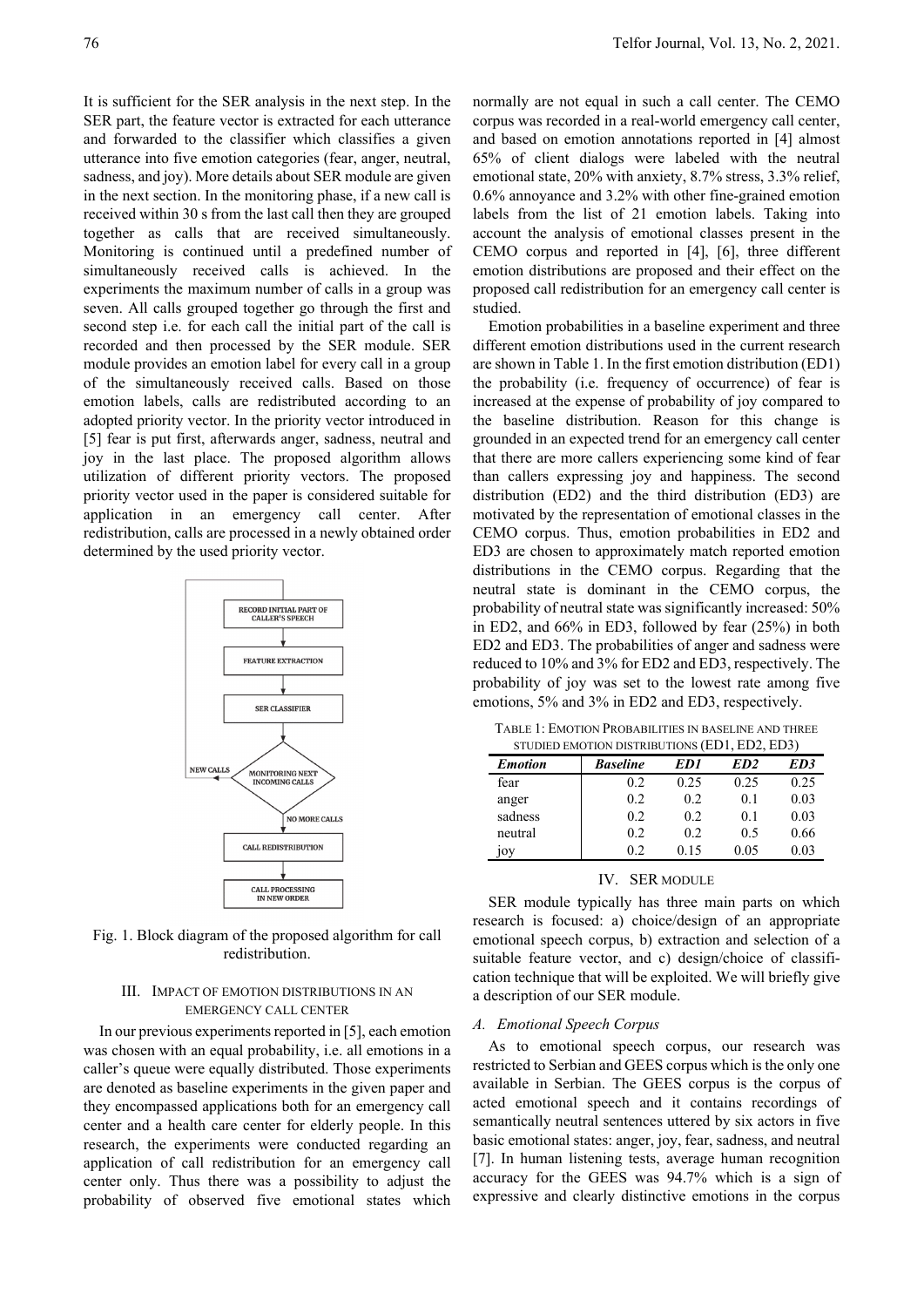It is sufficient for the SER analysis in the next step. In the SER part, the feature vector is extracted for each utterance and forwarded to the classifier which classifies a given utterance into five emotion categories (fear, anger, neutral, sadness, and joy). More details about SER module are given in the next section. In the monitoring phase, if a new call is received within 30 s from the last call then they are grouped together as calls that are received simultaneously. Monitoring is continued until a predefined number of simultaneously received calls is achieved. In the experiments the maximum number of calls in a group was seven. All calls grouped together go through the first and second step i.e. for each call the initial part of the call is recorded and then processed by the SER module. SER module provides an emotion label for every call in a group of the simultaneously received calls. Based on those emotion labels, calls are redistributed according to an adopted priority vector. In the priority vector introduced in [5] fear is put first, afterwards anger, sadness, neutral and joy in the last place. The proposed algorithm allows utilization of different priority vectors. The proposed priority vector used in the paper is considered suitable for application in an emergency call center. After redistribution, calls are processed in a newly obtained order determined by the used priority vector.

Fig. 1. Block diagram of the proposed algorithm for call redistribution.

## III. Impact of Emotion Distributions in an Emergency Call Center

In our previous experiments reported in [5], each emotion was chosen with an equal probability, i.e. all emotions in a caller's queue were equally distributed. Those experiments are denoted as baseline experiments in the given paper and they encompassed applications both for an emergency call center and a health care center for elderly people. In this research, the experiments were conducted regarding an application of call redistribution for an emergency call center only. Thus there was a possibility to adjust the probability of observed five emotional states which normally are not equal in such a call center. The CEMO corpus was recorded in a real-world emergency call center, and based on emotion annotations reported in [4] almost 65% of client dialogs were labeled with the neutral emotional state, 20% with anxiety, 8.7% stress, 3.3% relief, 0.6% annoyance and 3.2% with other fine-grained emotion labels from the list of 21 emotion labels. Taking into account the analysis of emotional classes present in the CEMO corpus and reported in [4], [6], three different emotion distributions are proposed and their effect on the proposed call redistribution for an emergency call center is studied.

Emotion probabilities in a baseline experiment and three different emotion distributions used in the current research are shown in Table 1. In the first emotion distribution (ED1) the probability (i.e. frequency of occurrence) of fear is increased at the expense of probability of joy compared to the baseline distribution. Reason for this change is grounded in an expected trend for an emergency call center that there are more callers experiencing some kind of fear than callers expressing joy and happiness. The second distribution (ED2) and the third distribution (ED3) are motivated by the representation of emotional classes in the CEMO corpus. Thus, emotion probabilities in ED2 and ED3 are chosen to approximately match reported emotion distributions in the CEMO corpus. Regarding that the neutral state is dominant in the CEMO corpus, the probability of neutral state was significantly increased: 50% in ED2, and 66% in ED3, followed by fear (25%) in both ED2 and ED3. The probabilities of anger and sadness were reduced to 10% and 3% for ED2 and ED3, respectively. The probability of joy was set to the lowest rate among five emotions, 5% and 3% in ED2 and ED3, respectively.

Table 1: Emotion Probabilities in Baseline and Three Studied Emotion Distributions (ED1, ED2, ED3)

| *Emotion* | *Baseline* | *ED1* | *ED2* | *ED3* |
|---|---|---|---|---|
| fear | 0.2 | 0.25 | 0.25 | 0.25 |
| anger | 0.2 | 0.2 | 0.1 | 0.03 |
| sadness | 0.2 | 0.2 | 0.1 | 0.03 |
| neutral | 0.2 | 0.2 | 0.5 | 0.66 |
| joy | 0.2 | 0.15 | 0.05 | 0.03 |

## IV. SER Module

SER module typically has three main parts on which research is focused: a) choice/design of an appropriate emotional speech corpus, b) extraction and selection of a suitable feature vector, and c) design/choice of classification technique that will be exploited. We will briefly give a description of our SER module.

### *A. Emotional Speech Corpus*

As to emotional speech corpus, our research was restricted to Serbian and GEES corpus which is the only one available in Serbian. The GEES corpus is the corpus of acted emotional speech and it contains recordings of semantically neutral sentences uttered by six actors in five basic emotional states: anger, joy, fear, sadness, and neutral [7]. In human listening tests, average human recognition accuracy for the GEES was 94.7% which is a sign of expressive and clearly distinctive emotions in the corpus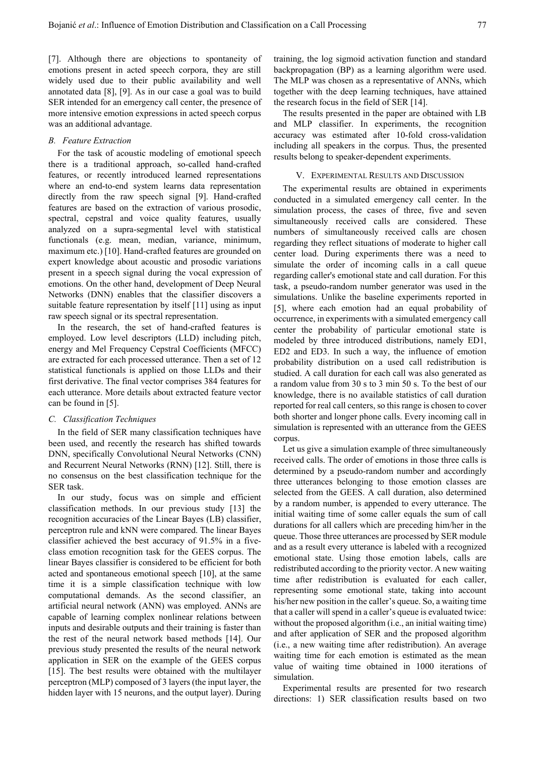[7]. Although there are objections to spontaneity of emotions present in acted speech corpora, they are still widely used due to their public availability and well annotated data [8], [9]. As in our case a goal was to build SER intended for an emergency call center, the presence of more intensive emotion expressions in acted speech corpus was an additional advantage.

### *B. Feature Extraction*

For the task of acoustic modeling of emotional speech there is a traditional approach, so-called hand-crafted features, or recently introduced learned representations where an end-to-end system learns data representation directly from the raw speech signal [9]. Hand-crafted features are based on the extraction of various prosodic, spectral, cepstral and voice quality features, usually analyzed on a supra-segmental level with statistical functionals (e.g. mean, median, variance, minimum, maximum etc.) [10]. Hand-crafted features are grounded on expert knowledge about acoustic and prosodic variations present in a speech signal during the vocal expression of emotions. On the other hand, development of Deep Neural Networks (DNN) enables that the classifier discovers a suitable feature representation by itself [11] using as input raw speech signal or its spectral representation.

In the research, the set of hand-crafted features is employed. Low level descriptors (LLD) including pitch, energy and Mel Frequency Cepstral Coefficients (MFCC) are extracted for each processed utterance. Then a set of 12 statistical functionals is applied on those LLDs and their first derivative. The final vector comprises 384 features for each utterance. More details about extracted feature vector can be found in [5].

### *C. Classification Techniques*

In the field of SER many classification techniques have been used, and recently the research has shifted towards DNN, specifically Convolutional Neural Networks (CNN) and Recurrent Neural Networks (RNN) [12]. Still, there is no consensus on the best classification technique for the SER task.

In our study, focus was on simple and efficient classification methods. In our previous study [13] the recognition accuracies of the Linear Bayes (LB) classifier, perceptron rule and kNN were compared. The linear Bayes classifier achieved the best accuracy of 91.5% in a five-class emotion recognition task for the GEES corpus. The linear Bayes classifier is considered to be efficient for both acted and spontaneous emotional speech [10], at the same time it is a simple classification technique with low computational demands. As the second classifier, an artificial neural network (ANN) was employed. ANNs are capable of learning complex nonlinear relations between inputs and desirable outputs and their training is faster than the rest of the neural network based methods [14]. Our previous study presented the results of the neural network application in SER on the example of the GEES corpus [15]. The best results were obtained with the multilayer perceptron (MLP) composed of 3 layers (the input layer, the hidden layer with 15 neurons, and the output layer). During training, the log sigmoid activation function and standard backpropagation (BP) as a learning algorithm were used. The MLP was chosen as a representative of ANNs, which together with the deep learning techniques, have attained the research focus in the field of SER [14].

The results presented in the paper are obtained with LB and MLP classifier. In experiments, the recognition accuracy was estimated after 10-fold cross-validation including all speakers in the corpus. Thus, the presented results belong to speaker-dependent experiments.

## V. Experimental Results and Discussion

The experimental results are obtained in experiments conducted in a simulated emergency call center. In the simulation process, the cases of three, five and seven simultaneously received calls are considered. These numbers of simultaneously received calls are chosen regarding they reflect situations of moderate to higher call center load. During experiments there was a need to simulate the order of incoming calls in a call queue regarding caller's emotional state and call duration. For this task, a pseudo-random number generator was used in the simulations. Unlike the baseline experiments reported in [5], where each emotion had an equal probability of occurrence, in experiments with a simulated emergency call center the probability of particular emotional state is modeled by three introduced distributions, namely ED1, ED2 and ED3. In such a way, the influence of emotion probability distribution on a used call redistribution is studied. A call duration for each call was also generated as a random value from 30 s to 3 min 50 s. To the best of our knowledge, there is no available statistics of call duration reported for real call centers, so this range is chosen to cover both shorter and longer phone calls. Every incoming call in simulation is represented with an utterance from the GEES corpus.

Let us give a simulation example of three simultaneously received calls. The order of emotions in those three calls is determined by a pseudo-random number and accordingly three utterances belonging to those emotion classes are selected from the GEES. A call duration, also determined by a random number, is appended to every utterance. The initial waiting time of some caller equals the sum of call durations for all callers which are preceding him/her in the queue. Those three utterances are processed by SER module and as a result every utterance is labeled with a recognized emotional state. Using those emotion labels, calls are redistributed according to the priority vector. A new waiting time after redistribution is evaluated for each caller, representing some emotional state, taking into account his/her new position in the caller's queue. So, a waiting time that a caller will spend in a caller's queue is evaluated twice: without the proposed algorithm (i.e., an initial waiting time) and after application of SER and the proposed algorithm (i.e., a new waiting time after redistribution). An average waiting time for each emotion is estimated as the mean value of waiting time obtained in 1000 iterations of simulation.

Experimental results are presented for two research directions: 1) SER classification results based on two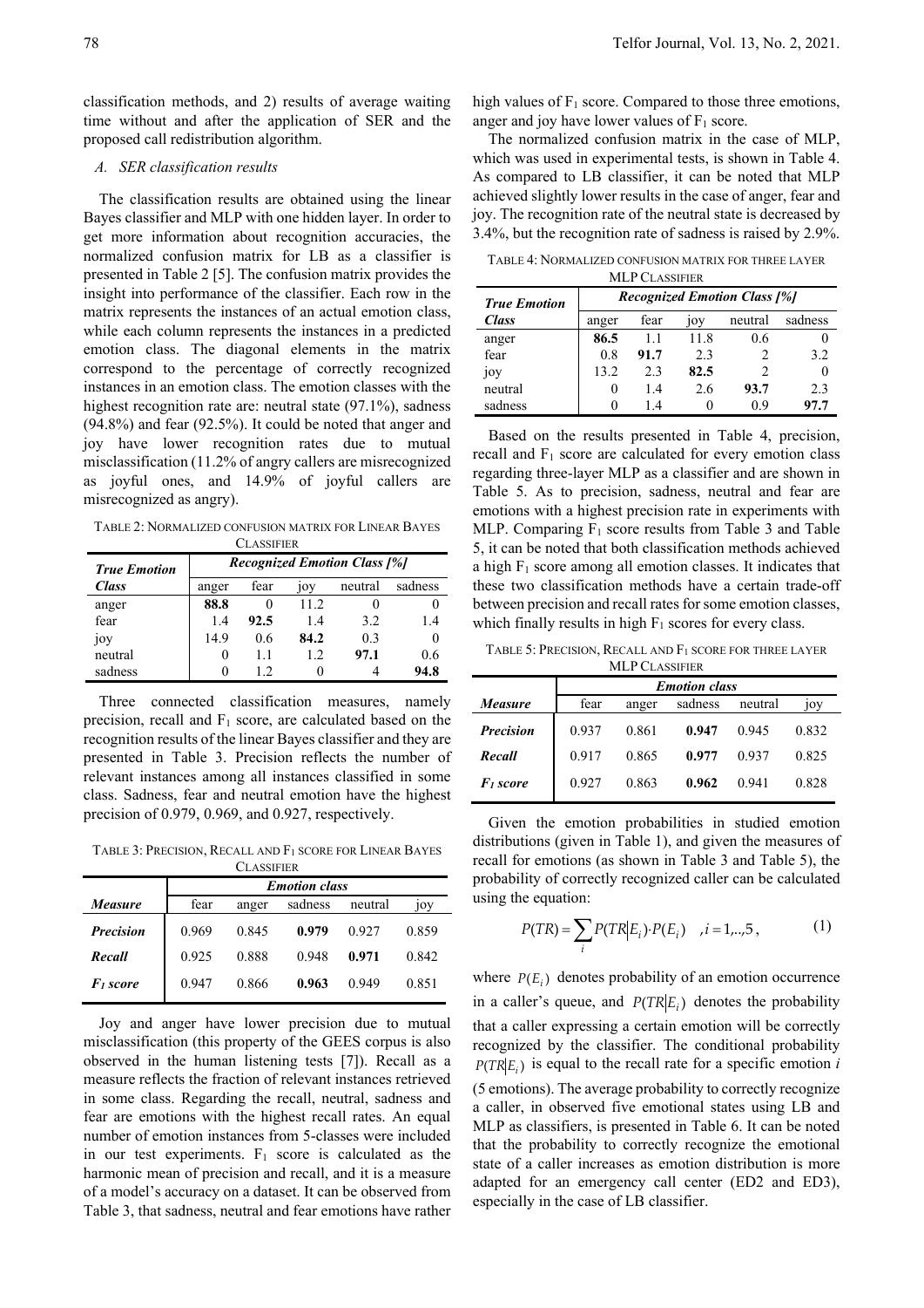classification methods, and 2) results of average waiting time without and after the application of SER and the proposed call redistribution algorithm.

### *A. SER classification results*

The classification results are obtained using the linear Bayes classifier and MLP with one hidden layer. In order to get more information about recognition accuracies, the normalized confusion matrix for LB as a classifier is presented in Table 2 [5]. The confusion matrix provides the insight into performance of the classifier. Each row in the matrix represents the instances of an actual emotion class, while each column represents the instances in a predicted emotion class. The diagonal elements in the matrix correspond to the percentage of correctly recognized instances in an emotion class. The emotion classes with the highest recognition rate are: neutral state (97.1%), sadness (94.8%) and fear (92.5%). It could be noted that anger and joy have lower recognition rates due to mutual misclassification (11.2% of angry callers are misrecognized as joyful ones, and 14.9% of joyful callers are misrecognized as angry).

TABLE 2: NORMALIZED CONFUSION MATRIX FOR LINEAR BAYES CLASSIFIER

| ***True Emotion Class*** | ***Recognized Emotion Class [%]*** | | | | |
|---|---|---|---|---|---|
| | anger | fear | joy | neutral | sadness |
| anger | **88.8** | 0 | 11.2 | 0 | 0 |
| fear | 1.4 | **92.5** | 1.4 | 3.2 | 1.4 |
| joy | 14.9 | 0.6 | **84.2** | 0.3 | 0 |
| neutral | 0 | 1.1 | 1.2 | **97.1** | 0.6 |
| sadness | 0 | 1.2 | 0 | 4 | **94.8** |

Three connected classification measures, namely precision, recall and $F_1$ score, are calculated based on the recognition results of the linear Bayes classifier and they are presented in Table 3. Precision reflects the number of relevant instances among all instances classified in some class. Sadness, fear and neutral emotion have the highest precision of 0.979, 0.969, and 0.927, respectively.

TABLE 3: PRECISION, RECALL AND $F_1$ SCORE FOR LINEAR BAYES CLASSIFIER

| | ***Emotion class*** | | | | |
|---|---|---|---|---|---|
| ***Measure*** | fear | anger | sadness | neutral | joy |
| ***Precision*** | 0.969 | 0.845 | **0.979** | 0.927 | 0.859 |
| ***Recall*** | 0.925 | 0.888 | 0.948 | **0.971** | 0.842 |
| ***$F_1$ score*** | 0.947 | 0.866 | **0.963** | 0.949 | 0.851 |

Joy and anger have lower precision due to mutual misclassification (this property of the GEES corpus is also observed in the human listening tests [7]). Recall as a measure reflects the fraction of relevant instances retrieved in some class. Regarding the recall, neutral, sadness and fear are emotions with the highest recall rates. An equal number of emotion instances from 5-classes were included in our test experiments. $F_1$ score is calculated as the harmonic mean of precision and recall, and it is a measure of a model's accuracy on a dataset. It can be observed from Table 3, that sadness, neutral and fear emotions have rather high values of $F_1$ score. Compared to those three emotions, anger and joy have lower values of $F_1$ score.

The normalized confusion matrix in the case of MLP, which was used in experimental tests, is shown in Table 4. As compared to LB classifier, it can be noted that MLP achieved slightly lower results in the case of anger, fear and joy. The recognition rate of the neutral state is decreased by 3.4%, but the recognition rate of sadness is raised by 2.9%.

TABLE 4: NORMALIZED CONFUSION MATRIX FOR THREE LAYER MLP CLASSIFIER

| ***True Emotion Class*** | ***Recognized Emotion Class [%]*** | | | | |
|---|---|---|---|---|---|
| | anger | fear | joy | neutral | sadness |
| anger | **86.5** | 1.1 | 11.8 | 0.6 | 0 |
| fear | 0.8 | **91.7** | 2.3 | 2 | 3.2 |
| joy | 13.2 | 2.3 | **82.5** | 2 | 0 |
| neutral | 0 | 1.4 | 2.6 | **93.7** | 2.3 |
| sadness | 0 | 1.4 | 0 | 0.9 | **97.7** |

Based on the results presented in Table 4, precision, recall and $F_1$ score are calculated for every emotion class regarding three-layer MLP as a classifier and are shown in Table 5. As to precision, sadness, neutral and fear are emotions with a highest precision rate in experiments with MLP. Comparing $F_1$ score results from Table 3 and Table 5, it can be noted that both classification methods achieved a high $F_1$ score among all emotion classes. It indicates that these two classification methods have a certain trade-off between precision and recall rates for some emotion classes, which finally results in high $F_1$ scores for every class.

TABLE 5: PRECISION, RECALL AND $F_1$ SCORE FOR THREE LAYER MLP CLASSIFIER

| | ***Emotion class*** | | | | |
|---|---|---|---|---|---|
| ***Measure*** | fear | anger | sadness | neutral | joy |
| ***Precision*** | 0.937 | 0.861 | **0.947** | 0.945 | 0.832 |
| ***Recall*** | 0.917 | 0.865 | **0.977** | 0.937 | 0.825 |
| ***$F_1$ score*** | 0.927 | 0.863 | **0.962** | 0.941 | 0.828 |

Given the emotion probabilities in studied emotion distributions (given in Table 1), and given the measures of recall for emotions (as shown in Table 3 and Table 5), the probability of correctly recognized caller can be calculated using the equation:

$$P(TR) = \sum_{i} P(TR|E_i) \cdot P(E_i) \quad , i = 1,..,5 , \tag{1}$$

where $P(E_i)$ denotes probability of an emotion occurrence in a caller's queue, and $P(TR|E_i)$ denotes the probability that a caller expressing a certain emotion will be correctly recognized by the classifier. The conditional probability $P(TR|E_i)$ is equal to the recall rate for a specific emotion $i$ (5 emotions). The average probability to correctly recognize a caller, in observed five emotional states using LB and MLP as classifiers, is presented in Table 6. It can be noted that the probability to correctly recognize the emotional state of a caller increases as emotion distribution is more adapted for an emergency call center (ED2 and ED3), especially in the case of LB classifier.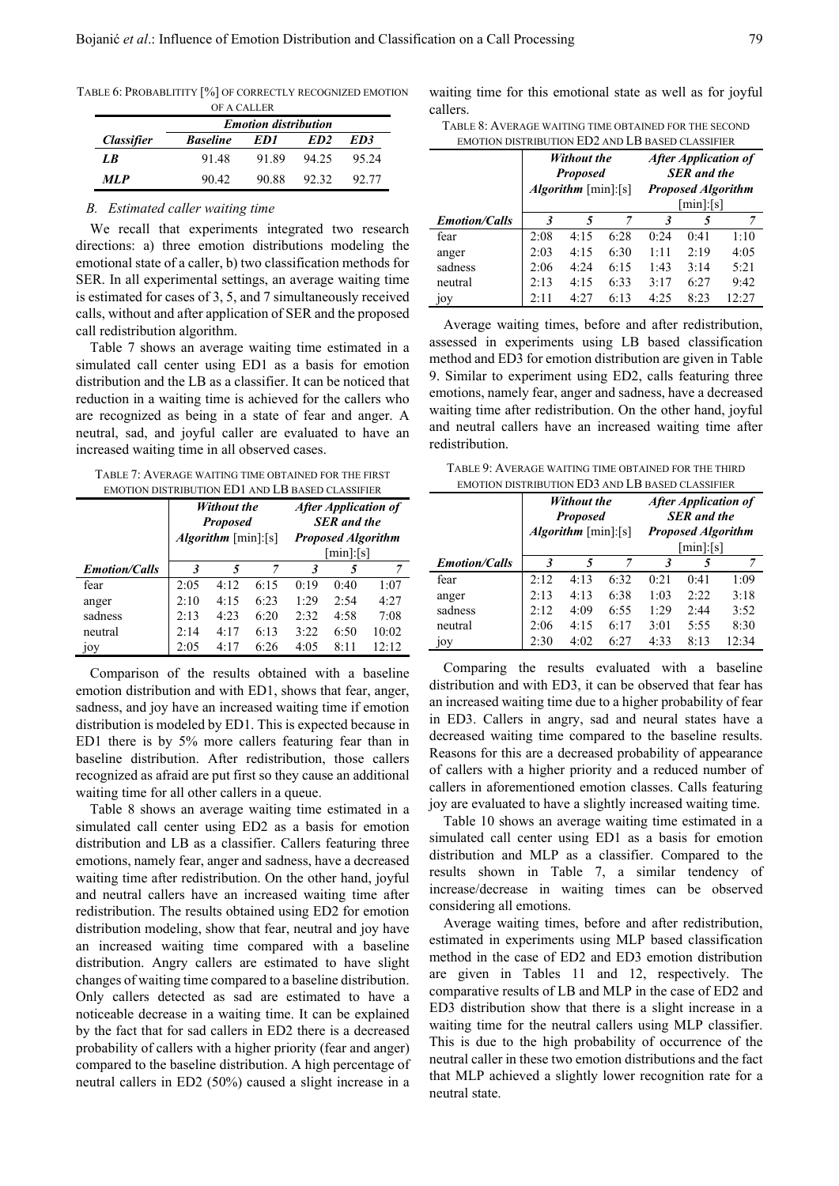TABLE 6: PROBABLITITY [%] OF CORRECTLY RECOGNIZED EMOTION OF A CALLER

| *Classifier* | *Emotion distribution* | | | |
|---|---|---|---|---|
| | *Baseline* | *ED1* | *ED2* | *ED3* |
| *LB* | 91.48 | 91.89 | 94.25 | 95.24 |
| *MLP* | 90.42 | 90.88 | 92.32 | 92.77 |

### *B. Estimated caller waiting time*

We recall that experiments integrated two research directions: a) three emotion distributions modeling the emotional state of a caller, b) two classification methods for SER. In all experimental settings, an average waiting time is estimated for cases of 3, 5, and 7 simultaneously received calls, without and after application of SER and the proposed call redistribution algorithm.

Table 7 shows an average waiting time estimated in a simulated call center using ED1 as a basis for emotion distribution and the LB as a classifier. It can be noticed that reduction in a waiting time is achieved for the callers who are recognized as being in a state of fear and anger. A neutral, sad, and joyful caller are evaluated to have an increased waiting time in all observed cases.

TABLE 7: AVERAGE WAITING TIME OBTAINED FOR THE FIRST EMOTION DISTRIBUTION ED1 AND LB BASED CLASSIFIER

| | ***Without the Proposed Algorithm*** [min]:[s] | | | ***After Application of SER and the Proposed Algorithm*** [min]:[s] | | |
|---|---|---|---|---|---|---|
| ***Emotion/Calls*** | ***3*** | ***5*** | ***7*** | ***3*** | ***5*** | ***7*** |
| fear | 2:05 | 4:12 | 6:15 | 0:19 | 0:40 | 1:07 |
| anger | 2:10 | 4:15 | 6:23 | 1:29 | 2:54 | 4:27 |
| sadness | 2:13 | 4:23 | 6:20 | 2:32 | 4:58 | 7:08 |
| neutral | 2:14 | 4:17 | 6:13 | 3:22 | 6:50 | 10:02 |
| joy | 2:05 | 4:17 | 6:26 | 4:05 | 8:11 | 12:12 |

Comparison of the results obtained with a baseline emotion distribution and with ED1, shows that fear, anger, sadness, and joy have an increased waiting time if emotion distribution is modeled by ED1. This is expected because in ED1 there is by 5% more callers featuring fear than in baseline distribution. After redistribution, those callers recognized as afraid are put first so they cause an additional waiting time for all other callers in a queue.

Table 8 shows an average waiting time estimated in a simulated call center using ED2 as a basis for emotion distribution and LB as a classifier. Callers featuring three emotions, namely fear, anger and sadness, have a decreased waiting time after redistribution. On the other hand, joyful and neutral callers have an increased waiting time after redistribution. The results obtained using ED2 for emotion distribution modeling, show that fear, neutral and joy have an increased waiting time compared with a baseline distribution. Angry callers are estimated to have slight changes of waiting time compared to a baseline distribution. Only callers detected as sad are estimated to have a noticeable decrease in a waiting time. It can be explained by the fact that for sad callers in ED2 there is a decreased probability of callers with a higher priority (fear and anger) compared to the baseline distribution. A high percentage of neutral callers in ED2 (50%) caused a slight increase in a waiting time for this emotional state as well as for joyful callers.

TABLE 8: AVERAGE WAITING TIME OBTAINED FOR THE SECOND EMOTION DISTRIBUTION ED2 AND LB BASED CLASSIFIER

| | ***Without the Proposed Algorithm*** [min]:[s] | | | ***After Application of SER and the Proposed Algorithm*** [min]:[s] | | |
|---|---|---|---|---|---|---|
| ***Emotion/Calls*** | ***3*** | ***5*** | ***7*** | ***3*** | ***5*** | ***7*** |
| fear | 2:08 | 4:15 | 6:28 | 0:24 | 0:41 | 1:10 |
| anger | 2:03 | 4:15 | 6:30 | 1:11 | 2:19 | 4:05 |
| sadness | 2:06 | 4:24 | 6:15 | 1:43 | 3:14 | 5:21 |
| neutral | 2:13 | 4:15 | 6:33 | 3:17 | 6:27 | 9:42 |
| joy | 2:11 | 4:27 | 6:13 | 4:25 | 8:23 | 12:27 |

Average waiting times, before and after redistribution, assessed in experiments using LB based classification method and ED3 for emotion distribution are given in Table 9. Similar to experiment using ED2, calls featuring three emotions, namely fear, anger and sadness, have a decreased waiting time after redistribution. On the other hand, joyful and neutral callers have an increased waiting time after redistribution.

TABLE 9: AVERAGE WAITING TIME OBTAINED FOR THE THIRD EMOTION DISTRIBUTION ED3 AND LB BASED CLASSIFIER

| | ***Without the Proposed Algorithm*** [min]:[s] | | | ***After Application of SER and the Proposed Algorithm*** [min]:[s] | | |
|---|---|---|---|---|---|---|
| ***Emotion/Calls*** | ***3*** | ***5*** | ***7*** | ***3*** | ***5*** | ***7*** |
| fear | 2:12 | 4:13 | 6:32 | 0:21 | 0:41 | 1:09 |
| anger | 2:13 | 4:13 | 6:38 | 1:03 | 2:22 | 3:18 |
| sadness | 2:12 | 4:09 | 6:55 | 1:29 | 2:44 | 3:52 |
| neutral | 2:06 | 4:15 | 6:17 | 3:01 | 5:55 | 8:30 |
| joy | 2:30 | 4:02 | 6:27 | 4:33 | 8:13 | 12:34 |

Comparing the results evaluated with a baseline distribution and with ED3, it can be observed that fear has an increased waiting time due to a higher probability of fear in ED3. Callers in angry, sad and neural states have a decreased waiting time compared to the baseline results. Reasons for this are a decreased probability of appearance of callers with a higher priority and a reduced number of callers in aforementioned emotion classes. Calls featuring joy are evaluated to have a slightly increased waiting time.

Table 10 shows an average waiting time estimated in a simulated call center using ED1 as a basis for emotion distribution and MLP as a classifier. Compared to the results shown in Table 7, a similar tendency of increase/decrease in waiting times can be observed considering all emotions.

Average waiting times, before and after redistribution, estimated in experiments using MLP based classification method in the case of ED2 and ED3 emotion distribution are given in Tables 11 and 12, respectively. The comparative results of LB and MLP in the case of ED2 and ED3 distribution show that there is a slight increase in a waiting time for the neutral callers using MLP classifier. This is due to the high probability of occurrence of the neutral caller in these two emotion distributions and the fact that MLP achieved a slightly lower recognition rate for a neutral state.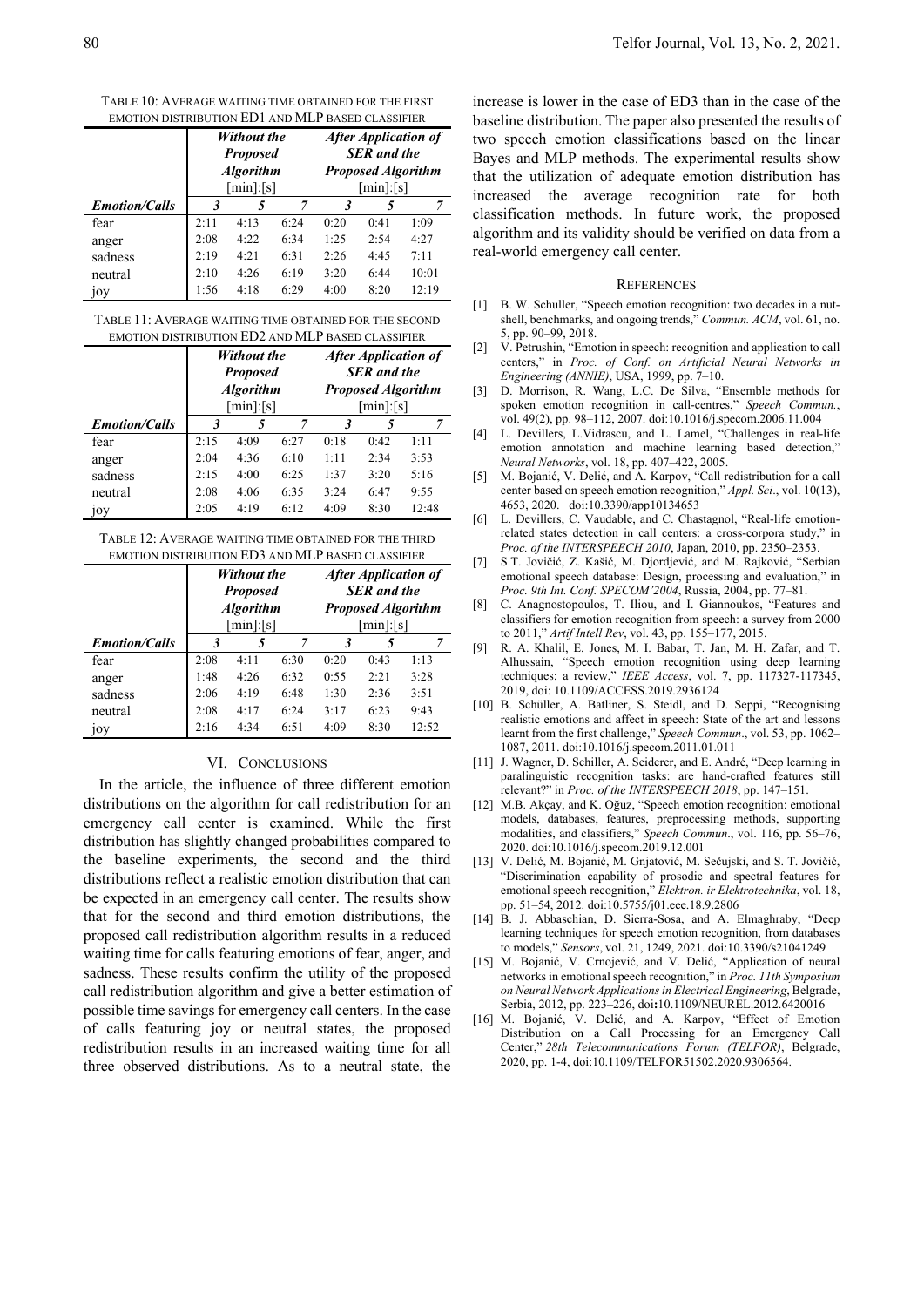TABLE 10: AVERAGE WAITING TIME OBTAINED FOR THE FIRST EMOTION DISTRIBUTION ED1 AND MLP BASED CLASSIFIER

| | ***Without the Proposed Algorithm*** [min]:[s] | | | ***After Application of SER and the Proposed Algorithm*** [min]:[s] | | |
|---|---|---|---|---|---|---|
| ***Emotion/Calls*** | ***3*** | ***5*** | ***7*** | ***3*** | ***5*** | ***7*** |
| fear | 2:11 | 4:13 | 6:24 | 0:20 | 0:41 | 1:09 |
| anger | 2:08 | 4:22 | 6:34 | 1:25 | 2:54 | 4:27 |
| sadness | 2:19 | 4:21 | 6:31 | 2:26 | 4:45 | 7:11 |
| neutral | 2:10 | 4:26 | 6:19 | 3:20 | 6:44 | 10:01 |
| joy | 1:56 | 4:18 | 6:29 | 4:00 | 8:20 | 12:19 |

TABLE 11: AVERAGE WAITING TIME OBTAINED FOR THE SECOND EMOTION DISTRIBUTION ED2 AND MLP BASED CLASSIFIER

| | ***Without the Proposed Algorithm*** [min]:[s] | | | ***After Application of SER and the Proposed Algorithm*** [min]:[s] | | |
|---|---|---|---|---|---|---|
| ***Emotion/Calls*** | ***3*** | ***5*** | ***7*** | ***3*** | ***5*** | ***7*** |
| fear | 2:15 | 4:09 | 6:27 | 0:18 | 0:42 | 1:11 |
| anger | 2:04 | 4:36 | 6:10 | 1:11 | 2:34 | 3:53 |
| sadness | 2:15 | 4:00 | 6:25 | 1:37 | 3:20 | 5:16 |
| neutral | 2:08 | 4:06 | 6:35 | 3:24 | 6:47 | 9:55 |
| joy | 2:05 | 4:19 | 6:12 | 4:09 | 8:30 | 12:48 |

TABLE 12: AVERAGE WAITING TIME OBTAINED FOR THE THIRD EMOTION DISTRIBUTION ED3 AND MLP BASED CLASSIFIER

| | ***Without the Proposed Algorithm*** [min]:[s] | | | ***After Application of SER and the Proposed Algorithm*** [min]:[s] | | |
|---|---|---|---|---|---|---|
| ***Emotion/Calls*** | ***3*** | ***5*** | ***7*** | ***3*** | ***5*** | ***7*** |
| fear | 2:08 | 4:11 | 6:30 | 0:20 | 0:43 | 1:13 |
| anger | 1:48 | 4:26 | 6:32 | 0:55 | 2:21 | 3:28 |
| sadness | 2:06 | 4:19 | 6:48 | 1:30 | 2:36 | 3:51 |
| neutral | 2:08 | 4:17 | 6:24 | 3:17 | 6:23 | 9:43 |
| joy | 2:16 | 4:34 | 6:51 | 4:09 | 8:30 | 12:52 |

## VI. CONCLUSIONS

In the article, the influence of three different emotion distributions on the algorithm for call redistribution for an emergency call center is examined. While the first distribution has slightly changed probabilities compared to the baseline experiments, the second and the third distributions reflect a realistic emotion distribution that can be expected in an emergency call center. The results show that for the second and third emotion distributions, the proposed call redistribution algorithm results in a reduced waiting time for calls featuring emotions of fear, anger, and sadness. These results confirm the utility of the proposed call redistribution algorithm and give a better estimation of possible time savings for emergency call centers. In the case of calls featuring joy or neutral states, the proposed redistribution results in an increased waiting time for all three observed distributions. As to a neutral state, the increase is lower in the case of ED3 than in the case of the baseline distribution. The paper also presented the results of two speech emotion classifications based on the linear Bayes and MLP methods. The experimental results show that the utilization of adequate emotion distribution has increased the average recognition rate for both classification methods. In future work, the proposed algorithm and its validity should be verified on data from a real-world emergency call center.

## REFERENCES

[1] B. W. Schuller, "Speech emotion recognition: two decades in a nutshell, benchmarks, and ongoing trends," *Commun. ACM*, vol. 61, no. 5, pp. 90–99, 2018.

[2] V. Petrushin, "Emotion in speech: recognition and application to call centers," in *Proc. of Conf. on Artificial Neural Networks in Engineering (ANNIE)*, USA, 1999, pp. 7–10.

[3] D. Morrison, R. Wang, L.C. De Silva, "Ensemble methods for spoken emotion recognition in call-centres," *Speech Commun.*, vol. 49(2), pp. 98–112, 2007. doi:10.1016/j.specom.2006.11.004

[4] L. Devillers, L.Vidrascu, and L. Lamel, "Challenges in real-life emotion annotation and machine learning based detection," *Neural Networks*, vol. 18, pp. 407–422, 2005.

[5] M. Bojanić, V. Delić, and A. Karpov, "Call redistribution for a call center based on speech emotion recognition," *Appl. Sci*., vol. 10(13), 4653, 2020. doi:10.3390/app10134653

[6] L. Devillers, C. Vaudable, and C. Chastagnol, "Real-life emotion-related states detection in call centers: a cross-corpora study," in *Proc. of the INTERSPEECH 2010*, Japan, 2010, pp. 2350–2353.

[7] S.T. Jovičić, Z. Kašić, M. Djordjević, and M. Rajković, "Serbian emotional speech database: Design, processing and evaluation," in *Proc. 9th Int. Conf. SPECOM'2004*, Russia, 2004, pp. 77–81.

[8] C. Anagnostopoulos, T. Iliou, and I. Giannoukos, "Features and classifiers for emotion recognition from speech: a survey from 2000 to 2011," *Artif Intell Rev*, vol. 43, pp. 155–177, 2015.

[9] R. A. Khalil, E. Jones, M. I. Babar, T. Jan, M. H. Zafar, and T. Alhussain, "Speech emotion recognition using deep learning techniques: a review," *IEEE Access*, vol. 7, pp. 117327-117345, 2019, doi: 10.1109/ACCESS.2019.2936124

[10] B. Schüller, A. Batliner, S. Steidl, and D. Seppi, "Recognising realistic emotions and affect in speech: State of the art and lessons learnt from the first challenge," *Speech Commun*., vol. 53, pp. 1062–1087, 2011. doi:10.1016/j.specom.2011.01.011

[11] J. Wagner, D. Schiller, A. Seiderer, and E. André, "Deep learning in paralinguistic recognition tasks: are hand-crafted features still relevant?" in *Proc. of the INTERSPEECH 2018*, pp. 147–151.

[12] M.B. Akçay, and K. Oğuz, "Speech emotion recognition: emotional models, databases, features, preprocessing methods, supporting modalities, and classifiers," *Speech Commun*., vol. 116, pp. 56–76, 2020. doi:10.1016/j.specom.2019.12.001

[13] V. Delić, M. Bojanić, M. Gnjatović, M. Sečujski, and S. T. Jovičić, "Discrimination capability of prosodic and spectral features for emotional speech recognition," *Elektron. ir Elektrotechnika*, vol. 18, pp. 51–54, 2012. doi:10.5755/j01.eee.18.9.2806

[14] B. J. Abbaschian, D. Sierra-Sosa, and A. Elmaghraby, "Deep learning techniques for speech emotion recognition, from databases to models," *Sensors*, vol. 21, 1249, 2021. doi:10.3390/s21041249

[15] M. Bojanić, V. Crnojević, and V. Delić, "Application of neural networks in emotional speech recognition," in *Proc. 11th Symposium on Neural Network Applications in Electrical Engineering*, Belgrade, Serbia, 2012, pp. 223–226, doi:10.1109/NEUREL.2012.6420016

[16] M. Bojanić, V. Delić, and A. Karpov, "Effect of Emotion Distribution on a Call Processing for an Emergency Call Center," *28th Telecommunications Forum (TELFOR)*, Belgrade, 2020, pp. 1-4, doi:10.1109/TELFOR51502.2020.9306564.